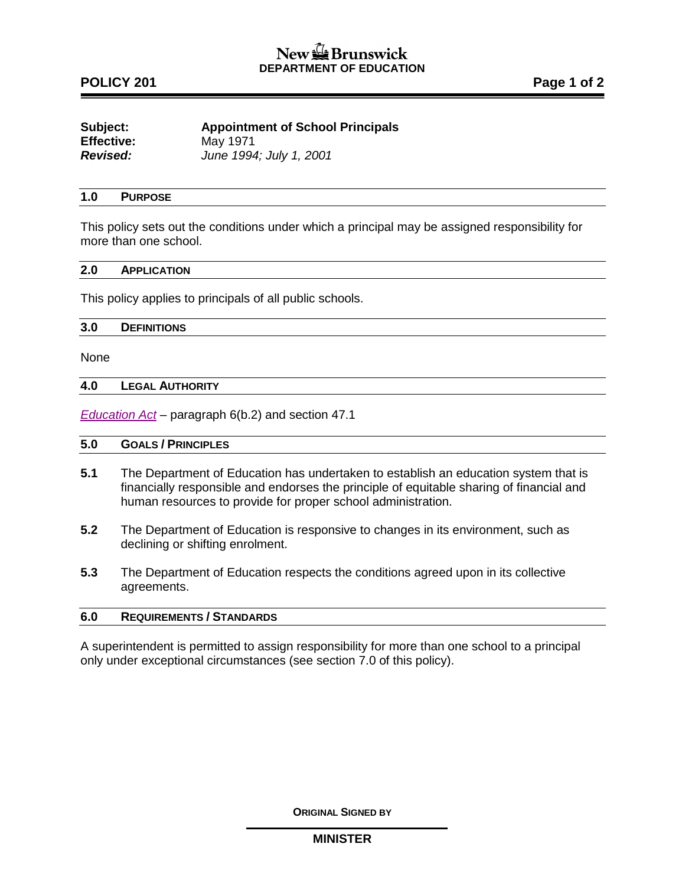New Brunswick
**DEPARTMENT OF EDUCATION**

**POLICY 201**

| | |
|---|---|
| **Subject:** | **Appointment of School Principals** |
| **Effective:** | May 1971 |
| ***Revised:*** | *June 1994; July 1, 2001* |

## 1.0 PURPOSE

This policy sets out the conditions under which a principal may be assigned responsibility for more than one school.

## 2.0 APPLICATION

This policy applies to principals of all public schools.

## 3.0 DEFINITIONS

None

## 4.0 LEGAL AUTHORITY

*Education Act* – paragraph 6(b.2) and section 47.1

## 5.0 GOALS / PRINCIPLES

**5.1** The Department of Education has undertaken to establish an education system that is financially responsible and endorses the principle of equitable sharing of financial and human resources to provide for proper school administration.

**5.2** The Department of Education is responsive to changes in its environment, such as declining or shifting enrolment.

**5.3** The Department of Education respects the conditions agreed upon in its collective agreements.

## 6.0 REQUIREMENTS / STANDARDS

A superintendent is permitted to assign responsibility for more than one school to a principal only under exceptional circumstances (see section 7.0 of this policy).

**ORIGINAL SIGNED BY**

**MINISTER**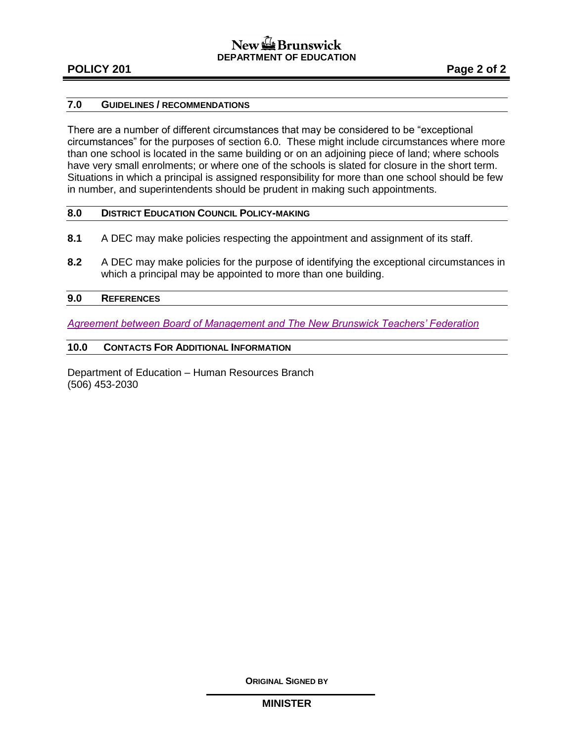## 7.0 GUIDELINES / RECOMMENDATIONS

There are a number of different circumstances that may be considered to be "exceptional circumstances" for the purposes of section 6.0. These might include circumstances where more than one school is located in the same building or on an adjoining piece of land; where schools have very small enrolments; or where one of the schools is slated for closure in the short term. Situations in which a principal is assigned responsibility for more than one school should be few in number, and superintendents should be prudent in making such appointments.

## 8.0 DISTRICT EDUCATION COUNCIL POLICY-MAKING

**8.1** A DEC may make policies respecting the appointment and assignment of its staff.

**8.2** A DEC may make policies for the purpose of identifying the exceptional circumstances in which a principal may be appointed to more than one building.

## 9.0 REFERENCES

*Agreement between Board of Management and The New Brunswick Teachers' Federation*

## 10.0 CONTACTS FOR ADDITIONAL INFORMATION

Department of Education – Human Resources Branch
(506) 453-2030

**ORIGINAL SIGNED BY**

**MINISTER**